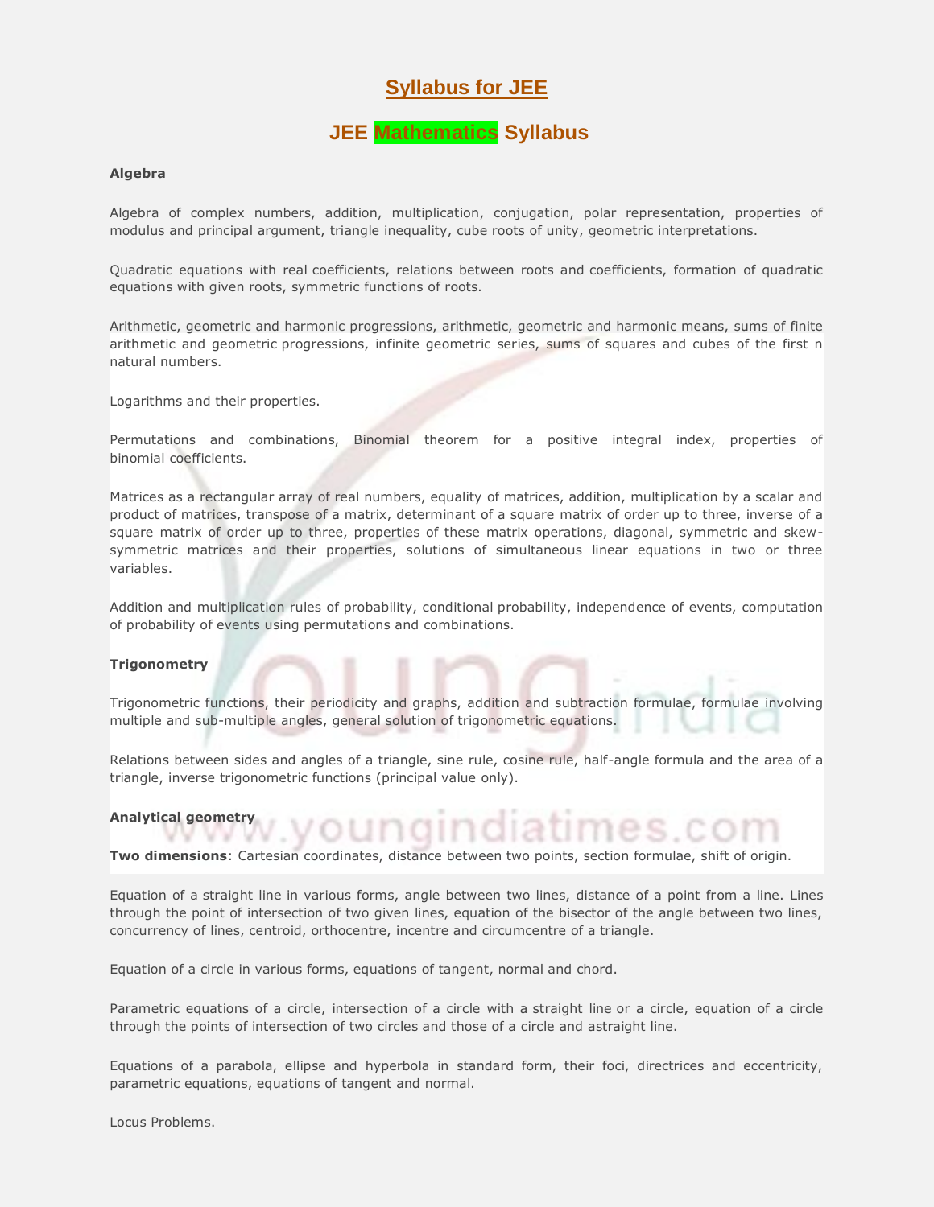# Syllabus for JEE

## JEE Mathematics Syllabus

**Algebra**

Algebra of complex numbers, addition, multiplication, conjugation, polar representation, properties of modulus and principal argument, triangle inequality, cube roots of unity, geometric interpretations.

Quadratic equations with real coefficients, relations between roots and coefficients, formation of quadratic equations with given roots, symmetric functions of roots.

Arithmetic, geometric and harmonic progressions, arithmetic, geometric and harmonic means, sums of finite arithmetic and geometric progressions, infinite geometric series, sums of squares and cubes of the first n natural numbers.

Logarithms and their properties.

Permutations and combinations, Binomial theorem for a positive integral index, properties of binomial coefficients.

Matrices as a rectangular array of real numbers, equality of matrices, addition, multiplication by a scalar and product of matrices, transpose of a matrix, determinant of a square matrix of order up to three, inverse of a square matrix of order up to three, properties of these matrix operations, diagonal, symmetric and skew-symmetric matrices and their properties, solutions of simultaneous linear equations in two or three variables.

Addition and multiplication rules of probability, conditional probability, independence of events, computation of probability of events using permutations and combinations.

**Trigonometry**

Trigonometric functions, their periodicity and graphs, addition and subtraction formulae, formulae involving multiple and sub-multiple angles, general solution of trigonometric equations.

Relations between sides and angles of a triangle, sine rule, cosine rule, half-angle formula and the area of a triangle, inverse trigonometric functions (principal value only).

**Analytical geometry**

**Two dimensions**: Cartesian coordinates, distance between two points, section formulae, shift of origin.

Equation of a straight line in various forms, angle between two lines, distance of a point from a line. Lines through the point of intersection of two given lines, equation of the bisector of the angle between two lines, concurrency of lines, centroid, orthocentre, incentre and circumcentre of a triangle.

Equation of a circle in various forms, equations of tangent, normal and chord.

Parametric equations of a circle, intersection of a circle with a straight line or a circle, equation of a circle through the points of intersection of two circles and those of a circle and astraight line.

Equations of a parabola, ellipse and hyperbola in standard form, their foci, directrices and eccentricity, parametric equations, equations of tangent and normal.

Locus Problems.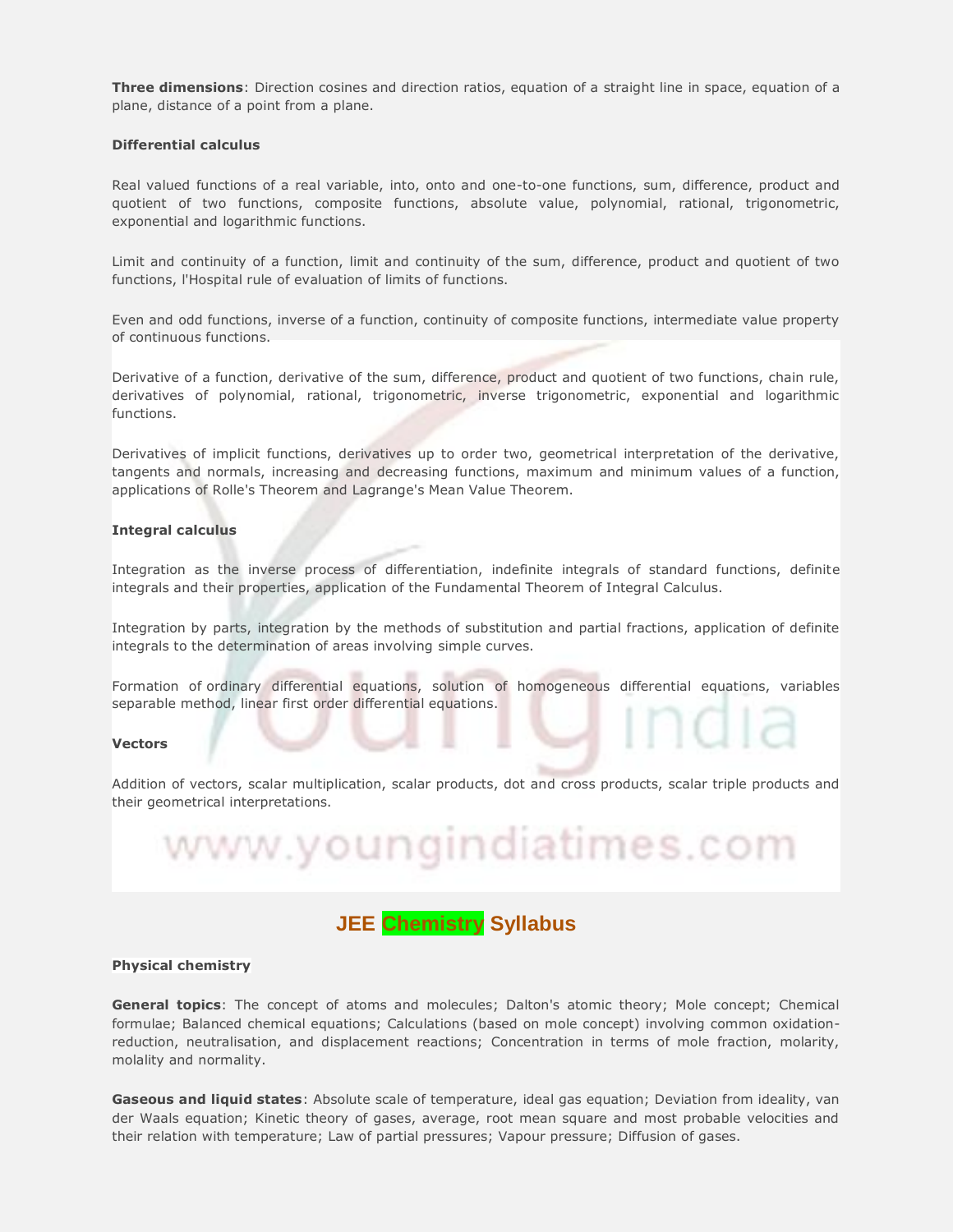**Three dimensions**: Direction cosines and direction ratios, equation of a straight line in space, equation of a plane, distance of a point from a plane.

**Differential calculus**

Real valued functions of a real variable, into, onto and one-to-one functions, sum, difference, product and quotient of two functions, composite functions, absolute value, polynomial, rational, trigonometric, exponential and logarithmic functions.

Limit and continuity of a function, limit and continuity of the sum, difference, product and quotient of two functions, l'Hospital rule of evaluation of limits of functions.

Even and odd functions, inverse of a function, continuity of composite functions, intermediate value property of continuous functions.

Derivative of a function, derivative of the sum, difference, product and quotient of two functions, chain rule, derivatives of polynomial, rational, trigonometric, inverse trigonometric, exponential and logarithmic functions.

Derivatives of implicit functions, derivatives up to order two, geometrical interpretation of the derivative, tangents and normals, increasing and decreasing functions, maximum and minimum values of a function, applications of Rolle's Theorem and Lagrange's Mean Value Theorem.

**Integral calculus**

Integration as the inverse process of differentiation, indefinite integrals of standard functions, definite integrals and their properties, application of the Fundamental Theorem of Integral Calculus.

Integration by parts, integration by the methods of substitution and partial fractions, application of definite integrals to the determination of areas involving simple curves.

Formation of ordinary differential equations, solution of homogeneous differential equations, variables separable method, linear first order differential equations.

**Vectors**

Addition of vectors, scalar multiplication, scalar products, dot and cross products, scalar triple products and their geometrical interpretations.

## JEE Chemistry Syllabus

**Physical chemistry**

**General topics**: The concept of atoms and molecules; Dalton's atomic theory; Mole concept; Chemical formulae; Balanced chemical equations; Calculations (based on mole concept) involving common oxidation-reduction, neutralisation, and displacement reactions; Concentration in terms of mole fraction, molarity, molality and normality.

**Gaseous and liquid states**: Absolute scale of temperature, ideal gas equation; Deviation from ideality, van der Waals equation; Kinetic theory of gases, average, root mean square and most probable velocities and their relation with temperature; Law of partial pressures; Vapour pressure; Diffusion of gases.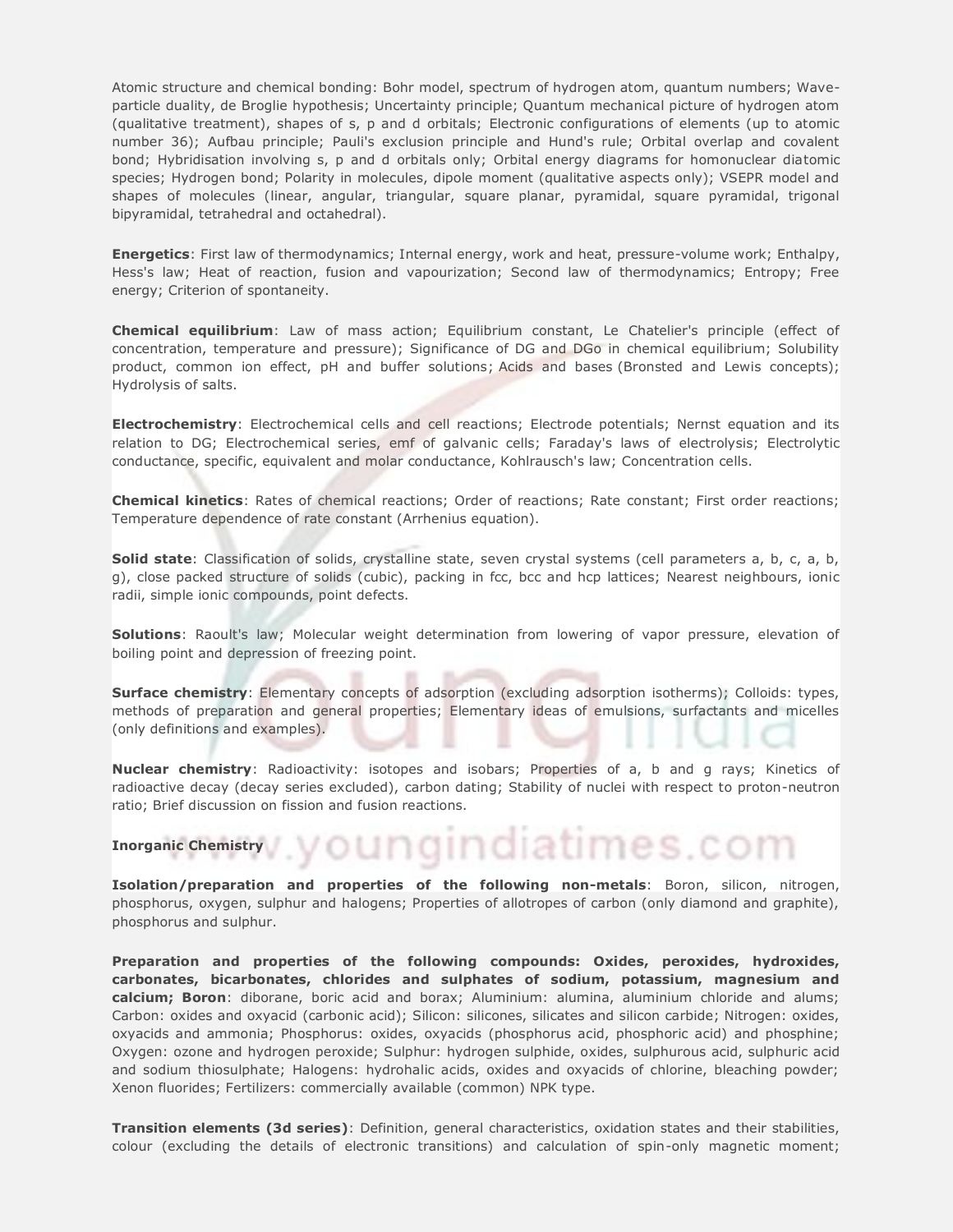Atomic structure and chemical bonding: Bohr model, spectrum of hydrogen atom, quantum numbers; Wave-particle duality, de Broglie hypothesis; Uncertainty principle; Quantum mechanical picture of hydrogen atom (qualitative treatment), shapes of s, p and d orbitals; Electronic configurations of elements (up to atomic number 36); Aufbau principle; Pauli's exclusion principle and Hund's rule; Orbital overlap and covalent bond; Hybridisation involving s, p and d orbitals only; Orbital energy diagrams for homonuclear diatomic species; Hydrogen bond; Polarity in molecules, dipole moment (qualitative aspects only); VSEPR model and shapes of molecules (linear, angular, triangular, square planar, pyramidal, square pyramidal, trigonal bipyramidal, tetrahedral and octahedral).

**Energetics**: First law of thermodynamics; Internal energy, work and heat, pressure-volume work; Enthalpy, Hess's law; Heat of reaction, fusion and vapourization; Second law of thermodynamics; Entropy; Free energy; Criterion of spontaneity.

**Chemical equilibrium**: Law of mass action; Equilibrium constant, Le Chatelier's principle (effect of concentration, temperature and pressure); Significance of DG and DGo in chemical equilibrium; Solubility product, common ion effect, pH and buffer solutions; Acids and bases (Bronsted and Lewis concepts); Hydrolysis of salts.

**Electrochemistry**: Electrochemical cells and cell reactions; Electrode potentials; Nernst equation and its relation to DG; Electrochemical series, emf of galvanic cells; Faraday's laws of electrolysis; Electrolytic conductance, specific, equivalent and molar conductance, Kohlrausch's law; Concentration cells.

**Chemical kinetics**: Rates of chemical reactions; Order of reactions; Rate constant; First order reactions; Temperature dependence of rate constant (Arrhenius equation).

**Solid state**: Classification of solids, crystalline state, seven crystal systems (cell parameters a, b, c, a, b, g), close packed structure of solids (cubic), packing in fcc, bcc and hcp lattices; Nearest neighbours, ionic radii, simple ionic compounds, point defects.

**Solutions**: Raoult's law; Molecular weight determination from lowering of vapor pressure, elevation of boiling point and depression of freezing point.

**Surface chemistry**: Elementary concepts of adsorption (excluding adsorption isotherms); Colloids: types, methods of preparation and general properties; Elementary ideas of emulsions, surfactants and micelles (only definitions and examples).

**Nuclear chemistry**: Radioactivity: isotopes and isobars; Properties of a, b and g rays; Kinetics of radioactive decay (decay series excluded), carbon dating; Stability of nuclei with respect to proton-neutron ratio; Brief discussion on fission and fusion reactions.

**Inorganic Chemistry**

**Isolation/preparation and properties of the following non-metals**: Boron, silicon, nitrogen, phosphorus, oxygen, sulphur and halogens; Properties of allotropes of carbon (only diamond and graphite), phosphorus and sulphur.

**Preparation and properties of the following compounds: Oxides, peroxides, hydroxides, carbonates, bicarbonates, chlorides and sulphates of sodium, potassium, magnesium and calcium; Boron**: diborane, boric acid and borax; Aluminium: alumina, aluminium chloride and alums; Carbon: oxides and oxyacid (carbonic acid); Silicon: silicones, silicates and silicon carbide; Nitrogen: oxides, oxyacids and ammonia; Phosphorus: oxides, oxyacids (phosphorus acid, phosphoric acid) and phosphine; Oxygen: ozone and hydrogen peroxide; Sulphur: hydrogen sulphide, oxides, sulphurous acid, sulphuric acid and sodium thiosulphate; Halogens: hydrohalic acids, oxides and oxyacids of chlorine, bleaching powder; Xenon fluorides; Fertilizers: commercially available (common) NPK type.

**Transition elements (3d series)**: Definition, general characteristics, oxidation states and their stabilities, colour (excluding the details of electronic transitions) and calculation of spin-only magnetic moment;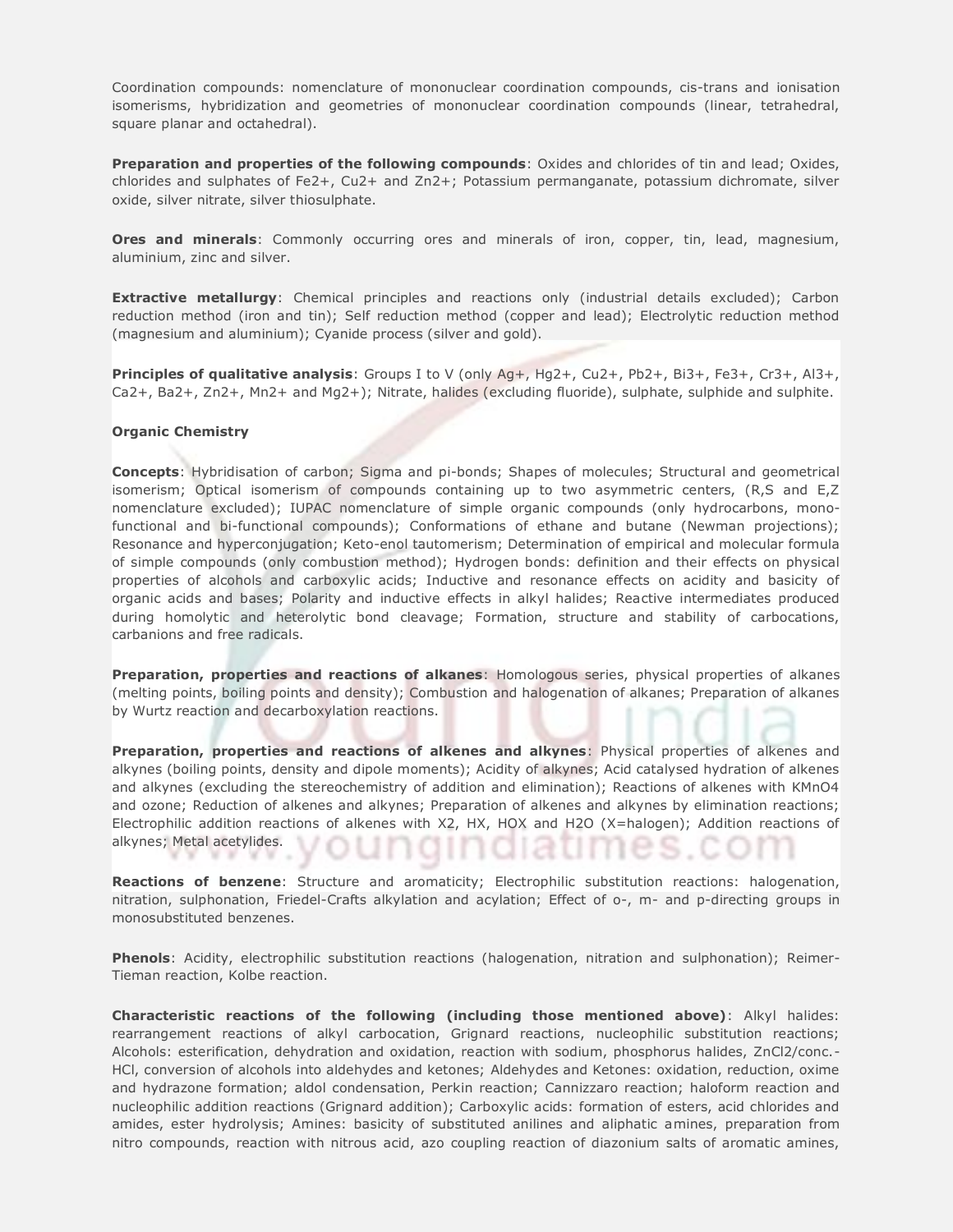Coordination compounds: nomenclature of mononuclear coordination compounds, cis-trans and ionisation isomerisms, hybridization and geometries of mononuclear coordination compounds (linear, tetrahedral, square planar and octahedral).

**Preparation and properties of the following compounds**: Oxides and chlorides of tin and lead; Oxides, chlorides and sulphates of $Fe^{2+}$, $Cu^{2+}$ and $Zn^{2+}$; Potassium permanganate, potassium dichromate, silver oxide, silver nitrate, silver thiosulphate.

**Ores and minerals**: Commonly occurring ores and minerals of iron, copper, tin, lead, magnesium, aluminium, zinc and silver.

**Extractive metallurgy**: Chemical principles and reactions only (industrial details excluded); Carbon reduction method (iron and tin); Self reduction method (copper and lead); Electrolytic reduction method (magnesium and aluminium); Cyanide process (silver and gold).

**Principles of qualitative analysis**: Groups I to V (only $Ag^{+}$, $Hg^{2+}$, $Cu^{2+}$, $Pb^{2+}$, $Bi^{3+}$, $Fe^{3+}$, $Cr^{3+}$, $Al^{3+}$, $Ca^{2+}$, $Ba^{2+}$, $Zn^{2+}$, $Mn^{2+}$ and $Mg^{2+}$); Nitrate, halides (excluding fluoride), sulphate, sulphide and sulphite.

**Organic Chemistry**

**Concepts**: Hybridisation of carbon; Sigma and pi-bonds; Shapes of molecules; Structural and geometrical isomerism; Optical isomerism of compounds containing up to two asymmetric centers, (R,S and E,Z nomenclature excluded); IUPAC nomenclature of simple organic compounds (only hydrocarbons, mono-functional and bi-functional compounds); Conformations of ethane and butane (Newman projections); Resonance and hyperconjugation; Keto-enol tautomerism; Determination of empirical and molecular formula of simple compounds (only combustion method); Hydrogen bonds: definition and their effects on physical properties of alcohols and carboxylic acids; Inductive and resonance effects on acidity and basicity of organic acids and bases; Polarity and inductive effects in alkyl halides; Reactive intermediates produced during homolytic and heterolytic bond cleavage; Formation, structure and stability of carbocations, carbanions and free radicals.

**Preparation, properties and reactions of alkanes**: Homologous series, physical properties of alkanes (melting points, boiling points and density); Combustion and halogenation of alkanes; Preparation of alkanes by Wurtz reaction and decarboxylation reactions.

**Preparation, properties and reactions of alkenes and alkynes**: Physical properties of alkenes and alkynes (boiling points, density and dipole moments); Acidity of alkynes; Acid catalysed hydration of alkenes and alkynes (excluding the stereochemistry of addition and elimination); Reactions of alkenes with $KMnO_4$ and ozone; Reduction of alkenes and alkynes; Preparation of alkenes and alkynes by elimination reactions; Electrophilic addition reactions of alkenes with $X_2$, HX, HOX and $H_2O$ (X=halogen); Addition reactions of alkynes; Metal acetylides.

**Reactions of benzene**: Structure and aromaticity; Electrophilic substitution reactions: halogenation, nitration, sulphonation, Friedel-Crafts alkylation and acylation; Effect of o-, m- and p-directing groups in monosubstituted benzenes.

**Phenols**: Acidity, electrophilic substitution reactions (halogenation, nitration and sulphonation); Reimer-Tieman reaction, Kolbe reaction.

**Characteristic reactions of the following (including those mentioned above)**: Alkyl halides: rearrangement reactions of alkyl carbocation, Grignard reactions, nucleophilic substitution reactions; Alcohols: esterification, dehydration and oxidation, reaction with sodium, phosphorus halides, $ZnCl_2$/conc.-HCl, conversion of alcohols into aldehydes and ketones; Aldehydes and Ketones: oxidation, reduction, oxime and hydrazone formation; aldol condensation, Perkin reaction; Cannizzaro reaction; haloform reaction and nucleophilic addition reactions (Grignard addition); Carboxylic acids: formation of esters, acid chlorides and amides, ester hydrolysis; Amines: basicity of substituted anilines and aliphatic amines, preparation from nitro compounds, reaction with nitrous acid, azo coupling reaction of diazonium salts of aromatic amines,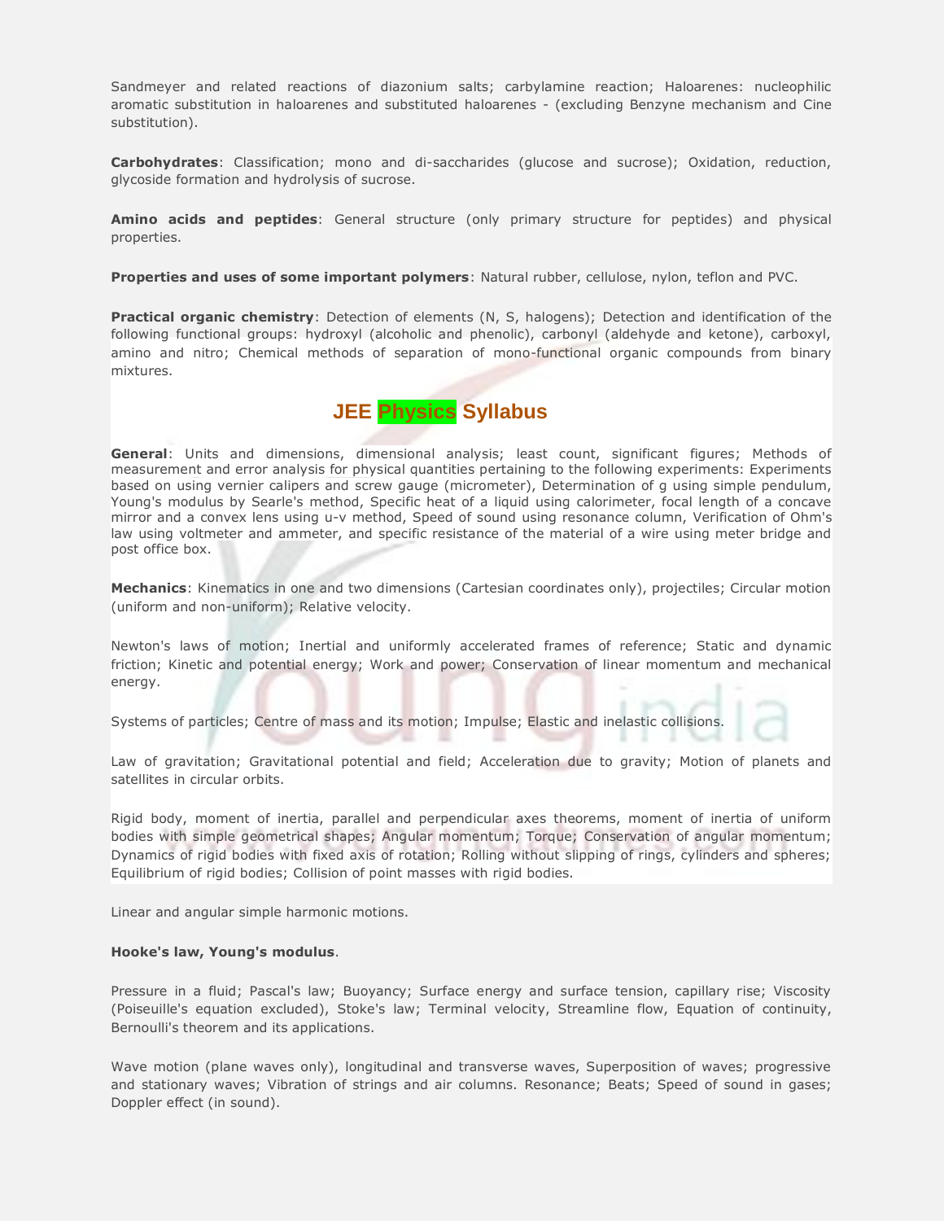Sandmeyer and related reactions of diazonium salts; carbylamine reaction; Haloarenes: nucleophilic aromatic substitution in haloarenes and substituted haloarenes - (excluding Benzyne mechanism and Cine substitution).

**Carbohydrates**: Classification; mono and di-saccharides (glucose and sucrose); Oxidation, reduction, glycoside formation and hydrolysis of sucrose.

**Amino acids and peptides**: General structure (only primary structure for peptides) and physical properties.

**Properties and uses of some important polymers**: Natural rubber, cellulose, nylon, teflon and PVC.

**Practical organic chemistry**: Detection of elements (N, S, halogens); Detection and identification of the following functional groups: hydroxyl (alcoholic and phenolic), carbonyl (aldehyde and ketone), carboxyl, amino and nitro; Chemical methods of separation of mono-functional organic compounds from binary mixtures.

## JEE Physics Syllabus

**General**: Units and dimensions, dimensional analysis; least count, significant figures; Methods of measurement and error analysis for physical quantities pertaining to the following experiments: Experiments based on using vernier calipers and screw gauge (micrometer), Determination of g using simple pendulum, Young's modulus by Searle's method, Specific heat of a liquid using calorimeter, focal length of a concave mirror and a convex lens using u-v method, Speed of sound using resonance column, Verification of Ohm's law using voltmeter and ammeter, and specific resistance of the material of a wire using meter bridge and post office box.

**Mechanics**: Kinematics in one and two dimensions (Cartesian coordinates only), projectiles; Circular motion (uniform and non-uniform); Relative velocity.

Newton's laws of motion; Inertial and uniformly accelerated frames of reference; Static and dynamic friction; Kinetic and potential energy; Work and power; Conservation of linear momentum and mechanical energy.

Systems of particles; Centre of mass and its motion; Impulse; Elastic and inelastic collisions.

Law of gravitation; Gravitational potential and field; Acceleration due to gravity; Motion of planets and satellites in circular orbits.

Rigid body, moment of inertia, parallel and perpendicular axes theorems, moment of inertia of uniform bodies with simple geometrical shapes; Angular momentum; Torque; Conservation of angular momentum; Dynamics of rigid bodies with fixed axis of rotation; Rolling without slipping of rings, cylinders and spheres; Equilibrium of rigid bodies; Collision of point masses with rigid bodies.

Linear and angular simple harmonic motions.

**Hooke's law, Young's modulus**.

Pressure in a fluid; Pascal's law; Buoyancy; Surface energy and surface tension, capillary rise; Viscosity (Poiseuille's equation excluded), Stoke's law; Terminal velocity, Streamline flow, Equation of continuity, Bernoulli's theorem and its applications.

Wave motion (plane waves only), longitudinal and transverse waves, Superposition of waves; progressive and stationary waves; Vibration of strings and air columns. Resonance; Beats; Speed of sound in gases; Doppler effect (in sound).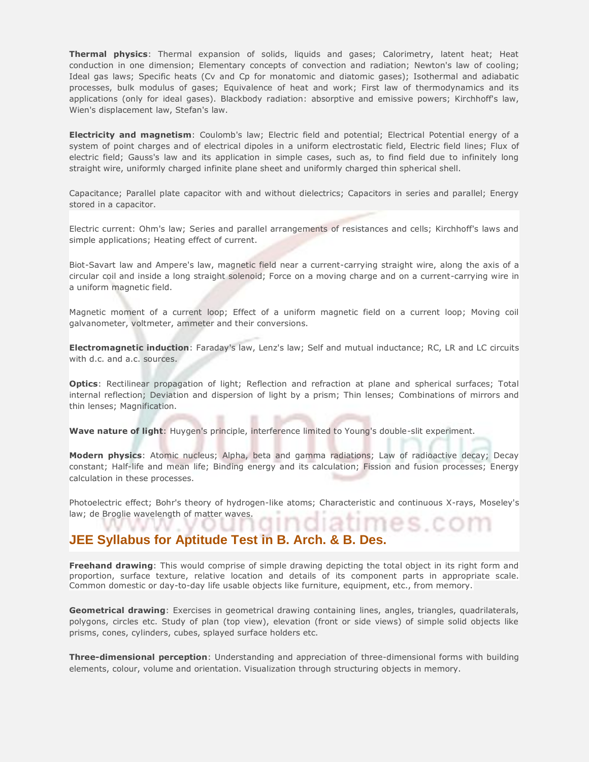**Thermal physics**: Thermal expansion of solids, liquids and gases; Calorimetry, latent heat; Heat conduction in one dimension; Elementary concepts of convection and radiation; Newton's law of cooling; Ideal gas laws; Specific heats (Cv and Cp for monatomic and diatomic gases); Isothermal and adiabatic processes, bulk modulus of gases; Equivalence of heat and work; First law of thermodynamics and its applications (only for ideal gases). Blackbody radiation: absorptive and emissive powers; Kirchhoff's law, Wien's displacement law, Stefan's law.

**Electricity and magnetism**: Coulomb's law; Electric field and potential; Electrical Potential energy of a system of point charges and of electrical dipoles in a uniform electrostatic field, Electric field lines; Flux of electric field; Gauss's law and its application in simple cases, such as, to find field due to infinitely long straight wire, uniformly charged infinite plane sheet and uniformly charged thin spherical shell.

Capacitance; Parallel plate capacitor with and without dielectrics; Capacitors in series and parallel; Energy stored in a capacitor.

Electric current: Ohm's law; Series and parallel arrangements of resistances and cells; Kirchhoff's laws and simple applications; Heating effect of current.

Biot-Savart law and Ampere's law, magnetic field near a current-carrying straight wire, along the axis of a circular coil and inside a long straight solenoid; Force on a moving charge and on a current-carrying wire in a uniform magnetic field.

Magnetic moment of a current loop; Effect of a uniform magnetic field on a current loop; Moving coil galvanometer, voltmeter, ammeter and their conversions.

**Electromagnetic induction**: Faraday's law, Lenz's law; Self and mutual inductance; RC, LR and LC circuits with d.c. and a.c. sources.

**Optics**: Rectilinear propagation of light; Reflection and refraction at plane and spherical surfaces; Total internal reflection; Deviation and dispersion of light by a prism; Thin lenses; Combinations of mirrors and thin lenses; Magnification.

**Wave nature of light**: Huygen's principle, interference limited to Young's double-slit experiment.

**Modern physics**: Atomic nucleus; Alpha, beta and gamma radiations; Law of radioactive decay; Decay constant; Half-life and mean life; Binding energy and its calculation; Fission and fusion processes; Energy calculation in these processes.

Photoelectric effect; Bohr's theory of hydrogen-like atoms; Characteristic and continuous X-rays, Moseley's law; de Broglie wavelength of matter waves.

## JEE Syllabus for Aptitude Test in B. Arch. & B. Des.

**Freehand drawing**: This would comprise of simple drawing depicting the total object in its right form and proportion, surface texture, relative location and details of its component parts in appropriate scale. Common domestic or day-to-day life usable objects like furniture, equipment, etc., from memory.

**Geometrical drawing**: Exercises in geometrical drawing containing lines, angles, triangles, quadrilaterals, polygons, circles etc. Study of plan (top view), elevation (front or side views) of simple solid objects like prisms, cones, cylinders, cubes, splayed surface holders etc.

**Three-dimensional perception**: Understanding and appreciation of three-dimensional forms with building elements, colour, volume and orientation. Visualization through structuring objects in memory.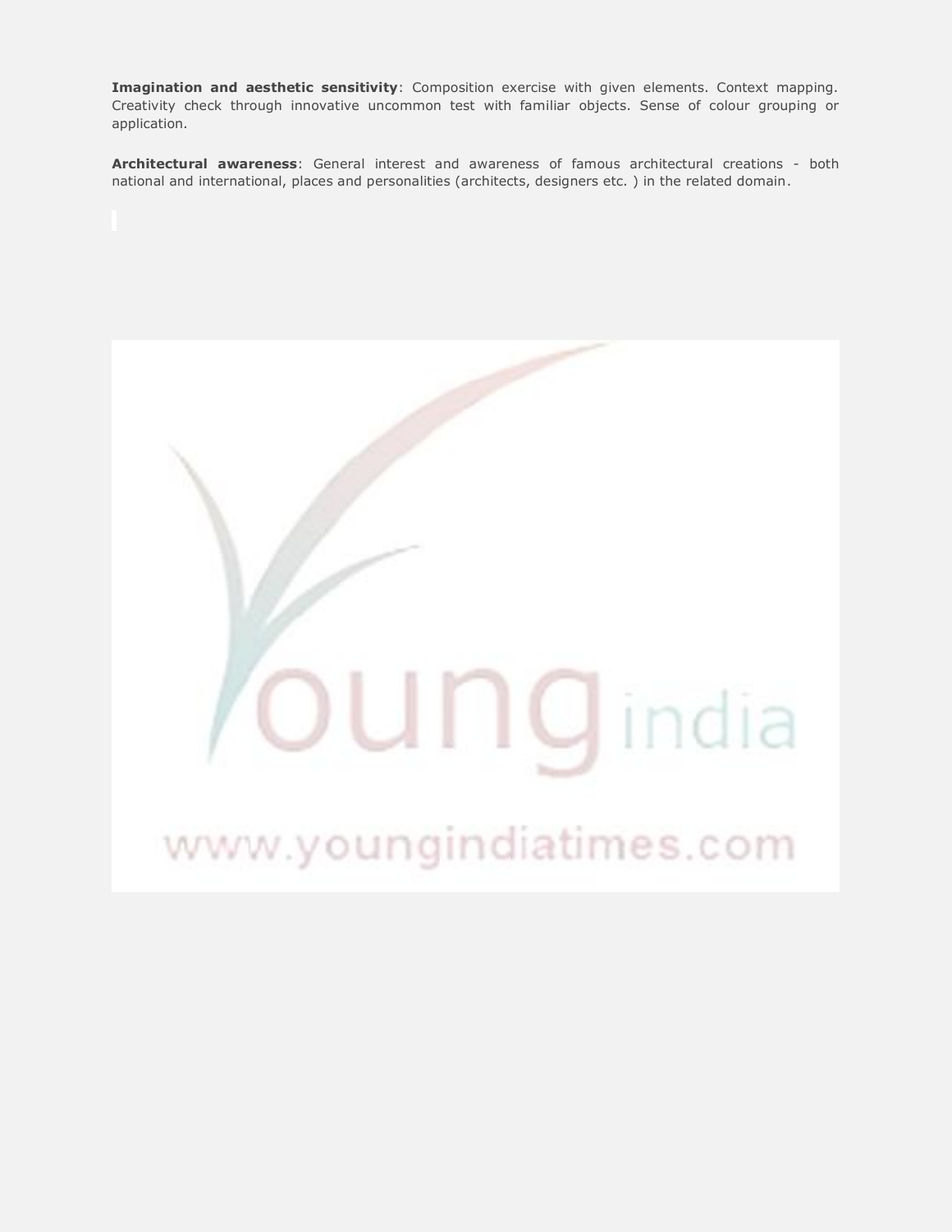**Imagination and aesthetic sensitivity**: Composition exercise with given elements. Context mapping. Creativity check through innovative uncommon test with familiar objects. Sense of colour grouping or application.

**Architectural awareness**: General interest and awareness of famous architectural creations - both national and international, places and personalities (architects, designers etc. ) in the related domain.